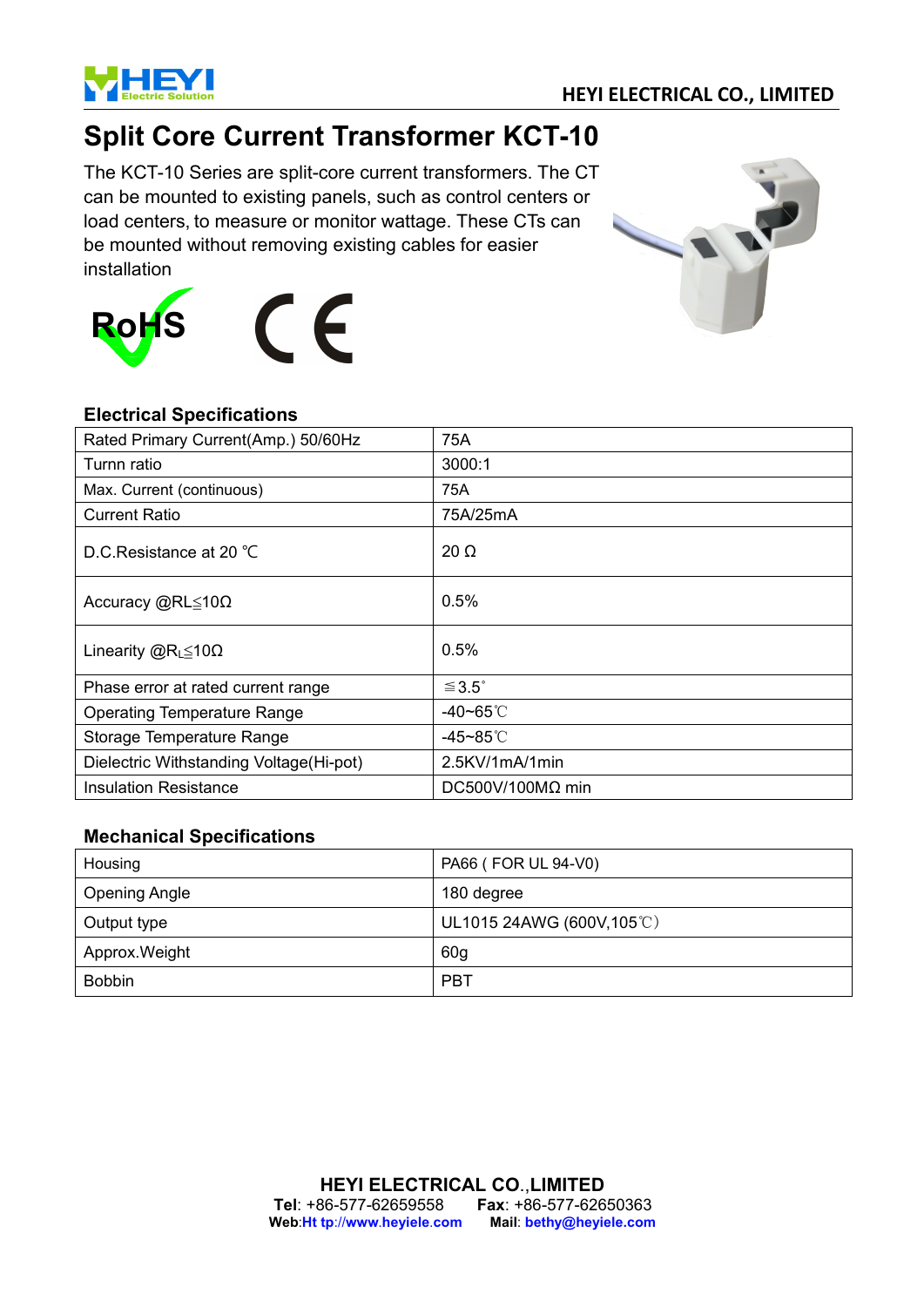# Split Core Current Transformer KCT-10

The KCT-10 Series are split-core current transformers. The CT can be mounted to existing panels, such as control centers or load centers, to measure or monitor wattage. These CTs can be mounted without removing existing cables for easier installation

RoHS CE

### Electrical Specifications

| | |
|---|---|
| Rated Primary Current(Amp.) 50/60Hz | 75A |
| Turnn ratio | 3000:1 |
| Max. Current (continuous) | 75A |
| Current Ratio | 75A/25mA |
| D.C.Resistance at 20 ℃ | 20 Ω |
| Accuracy @RL≦10Ω | 0.5% |
| Linearity @$R_L$≦10Ω | 0.5% |
| Phase error at rated current range | ≦3.5° |
| Operating Temperature Range | -40~65℃ |
| Storage Temperature Range | -45~85℃ |
| Dielectric Withstanding Voltage(Hi-pot) | 2.5KV/1mA/1min |
| Insulation Resistance | DC500V/100MΩ min |

### Mechanical Specifications

| | |
|---|---|
| Housing | PA66 ( FOR UL 94-V0) |
| Opening Angle | 180 degree |
| Output type | UL1015 24AWG (600V,105℃) |
| Approx.Weight | 60g |
| Bobbin | PBT |

**HEYI ELECTRICAL CO.,LIMITED**
**Tel**: +86-577-62659558 **Fax**: +86-577-62650363
**Web**:Ht tp://www.heyiele.com **Mail**: bethy@heyiele.com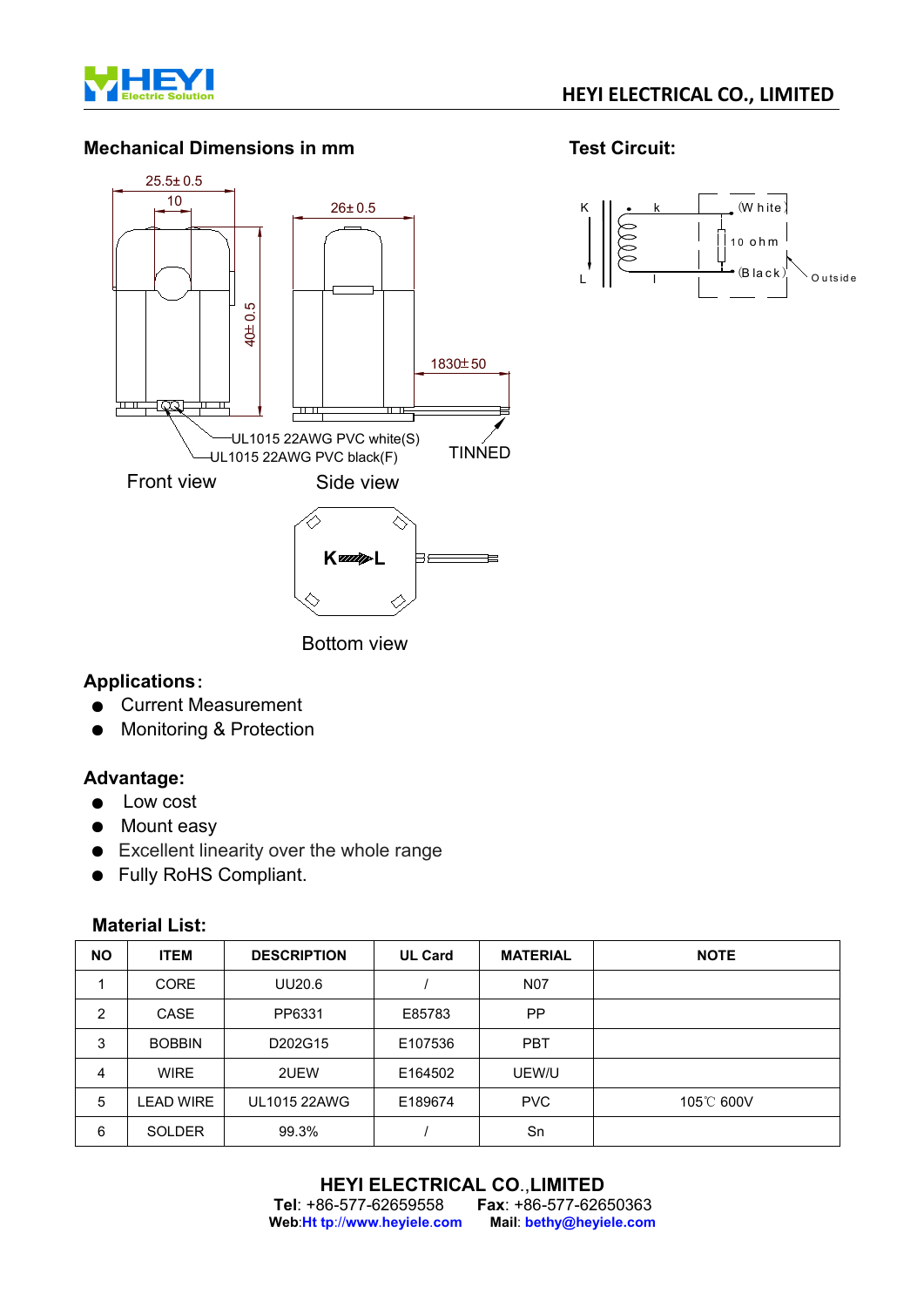## Mechanical Dimensions in mm

25.5± 0.5

10

26± 0.5

40± 0.5

1830± 50

UL1015 22AWG PVC white(S)

UL1015 22AWG PVC black(F)

TINNED

Front view

Side view

K L

Bottom view

## Test Circuit:

K k (White)

10 ohm

L l (Black) Outside

## Applications:

- Current Measurement
- Monitoring & Protection

## Advantage:

- Low cost
- Mount easy
- Excellent linearity over the whole range
- Fully RoHS Compliant.

## Material List:

| NO | ITEM | DESCRIPTION | UL Card | MATERIAL | NOTE |
|---|---|---|---|---|---|
| 1 | CORE | UU20.6 | / | N07 | |
| 2 | CASE | PP6331 | E85783 | PP | |
| 3 | BOBBIN | D202G15 | E107536 | PBT | |
| 4 | WIRE | 2UEW | E164502 | UEW/U | |
| 5 | LEAD WIRE | UL1015 22AWG | E189674 | PVC | 105℃ 600V |
| 6 | SOLDER | 99.3% | / | Sn | |

**HEYI ELECTRICAL CO.,LIMITED**

**Tel**: +86-577-62659558 **Fax**: +86-577-62650363

**Web**:Ht tp://www.heyiele.com **Mail**: bethy@heyiele.com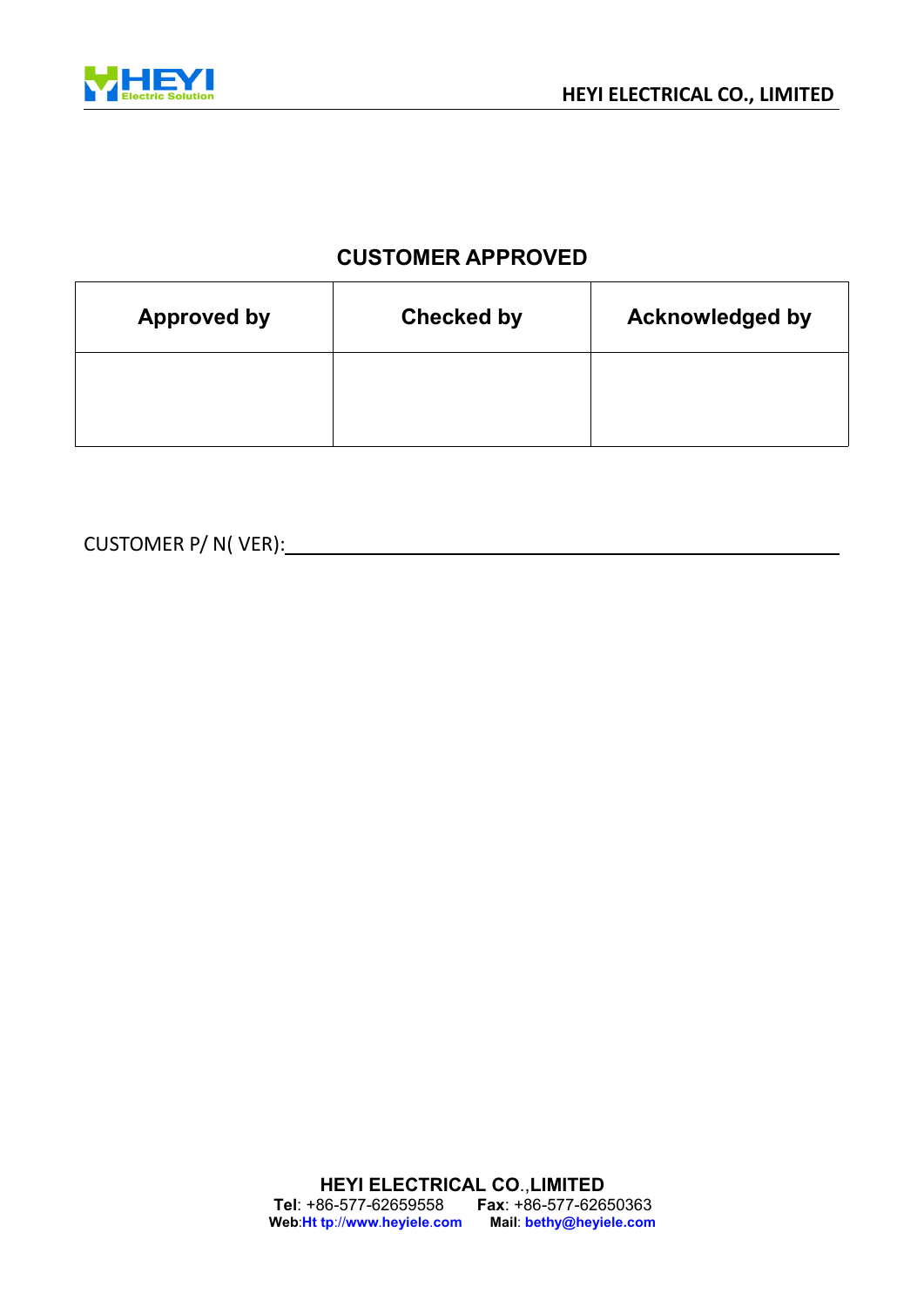## CUSTOMER APPROVED

| Approved by | Checked by | Acknowledged by |
|---|---|---|
| | | |

CUSTOMER P/ N( VER):\_\_\_\_\_\_\_\_\_\_\_\_\_\_\_\_\_\_\_\_\_\_\_\_\_\_\_\_\_\_\_\_\_\_\_\_\_\_\_\_\_\_\_\_

**HEYI ELECTRICAL CO.,LIMITED**
**Tel**: +86-577-62659558 **Fax**: +86-577-62650363
**Web**:Ht tp://www.heyiele.com **Mail**: bethy@heyiele.com